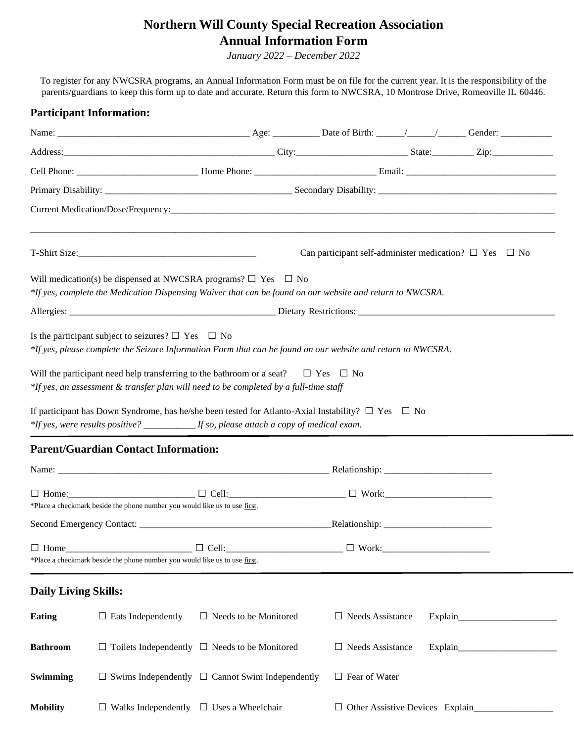# Northern Will County Special Recreation Association
# Annual Information Form

*January 2022 – December 2022*

To register for any NWCSRA programs, an Annual Information Form must be on file for the current year. It is the responsibility of the parents/guardians to keep this form up to date and accurate. Return this form to NWCSRA, 10 Montrose Drive, Romeoville IL 60446.

## Participant Information:

Name: ________________________________________ Age: __________ Date of Birth: ______/______/______ Gender: ___________

Address:_____________________________________________ City:________________________ State:_________ Zip:_____________

Cell Phone: __________________________ Home Phone: __________________________ Email: ________________________________

Primary Disability: ________________________________________ Secondary Disability: ______________________________________

Current Medication/Dose/Frequency:___________________________________________________________________________________

_____________________________________________________________________________________________________________

T-Shirt Size:______________________________________ Can participant self-administer medication? ☐ Yes ☐ No

Will medication(s) be dispensed at NWCSRA programs? ☐ Yes ☐ No
*\*If yes, complete the Medication Dispensing Waiver that can be found on our website and return to NWCSRA.*

Allergies: _____________________________________________ Dietary Restrictions: __________________________________________

Is the participant subject to seizures? ☐ Yes ☐ No
*\*If yes, please complete the Seizure Information Form that can be found on our website and return to NWCSRA.*

Will the participant need help transferring to the bathroom or a seat? ☐ Yes ☐ No
*\*If yes, an assessment & transfer plan will need to be completed by a full-time staff*

If participant has Down Syndrome, has he/she been tested for Atlanto-Axial Instability? ☐ Yes ☐ No
*\*If yes, were results positive? ___________ If so, please attach a copy of medical exam.*

## Parent/Guardian Contact Information:

Name: ___________________________________________________________ Relationship: _______________________

☐ Home:__________________________ ☐ Cell:_________________________ ☐ Work:_______________________
\*Place a checkmark beside the phone number you would like us to use first.

Second Emergency Contact: ________________________________________Relationship: _______________________

☐ Home__________________________ ☐ Cell:_________________________ ☐ Work:_______________________
\*Place a checkmark beside the phone number you would like us to use first.

## Daily Living Skills:

**Eating** ☐ Eats Independently ☐ Needs to be Monitored ☐ Needs Assistance Explain_____________________

**Bathroom** ☐ Toilets Independently ☐ Needs to be Monitored ☐ Needs Assistance Explain_____________________

**Swimming** ☐ Swims Independently ☐ Cannot Swim Independently ☐ Fear of Water

**Mobility** ☐ Walks Independently ☐ Uses a Wheelchair ☐ Other Assistive Devices Explain_________________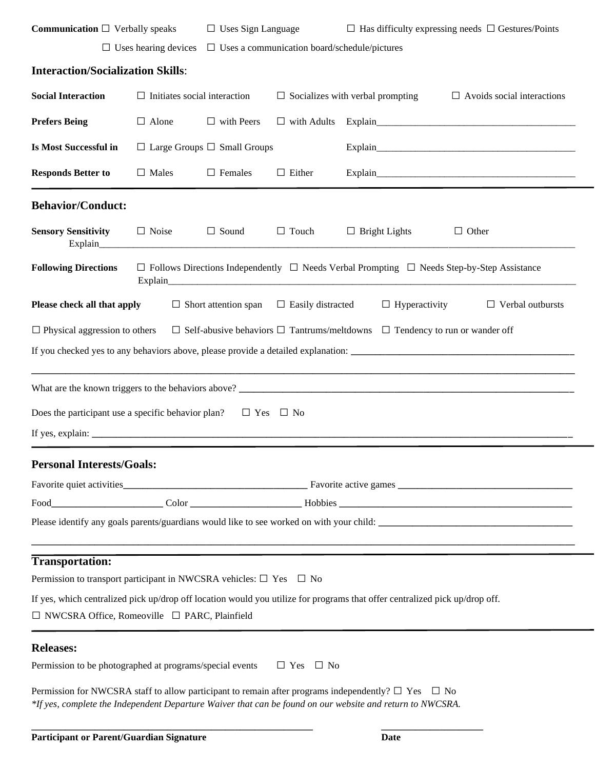**Communication** ☐ Verbally speaks ☐ Uses Sign Language ☐ Has difficulty expressing needs ☐ Gestures/Points

☐ Uses hearing devices ☐ Uses a communication board/schedule/pictures

## Interaction/Socialization Skills:

**Social Interaction** ☐ Initiates social interaction ☐ Socializes with verbal prompting ☐ Avoids social interactions

**Prefers Being** ☐ Alone ☐ with Peers ☐ with Adults Explain_________________________________________

**Is Most Successful in** ☐ Large Groups ☐ Small Groups Explain_________________________________________

**Responds Better to** ☐ Males ☐ Females ☐ Either Explain_________________________________________

## Behavior/Conduct:

**Sensory Sensitivity** ☐ Noise ☐ Sound ☐ Touch ☐ Bright Lights ☐ Other

Explain_________________________________________________________________________________________

**Following Directions** ☐ Follows Directions Independently ☐ Needs Verbal Prompting ☐ Needs Step-by-Step Assistance

Explain_________________________________________________________________________________________

**Please check all that apply** ☐ Short attention span ☐ Easily distracted ☐ Hyperactivity ☐ Verbal outbursts

☐ Physical aggression to others ☐ Self-abusive behaviors ☐ Tantrums/meltdowns ☐ Tendency to run or wander off

If you checked yes to any behaviors above, please provide a detailed explanation: ______________________________________________

_____________________________________________________________________________________________________

What are the known triggers to the behaviors above? _____________________________________________________________________

Does the participant use a specific behavior plan? ☐ Yes ☐ No

If yes, explain: _______________________________________________________________________________________________

## Personal Interests/Goals:

Favorite quiet activities______________________________________ Favorite active games ___________________________________

Food______________________ Color ______________________ Hobbies ________________________________________________

Please identify any goals parents/guardians would like to see worked on with your child: ________________________________________

_____________________________________________________________________________________________________

## Transportation:

Permission to transport participant in NWCSRA vehicles: ☐ Yes ☐ No

If yes, which centralized pick up/drop off location would you utilize for programs that offer centralized pick up/drop off.

☐ NWCSRA Office, Romeoville ☐ PARC, Plainfield

## Releases:

Permission to be photographed at programs/special events ☐ Yes ☐ No

Permission for NWCSRA staff to allow participant to remain after programs independently? ☐ Yes ☐ No

*\*If yes, complete the Independent Departure Waiver that can be found on our website and return to NWCSRA.*

_________________________________________________________ ____________________

**Participant or Parent/Guardian Signature** **Date**